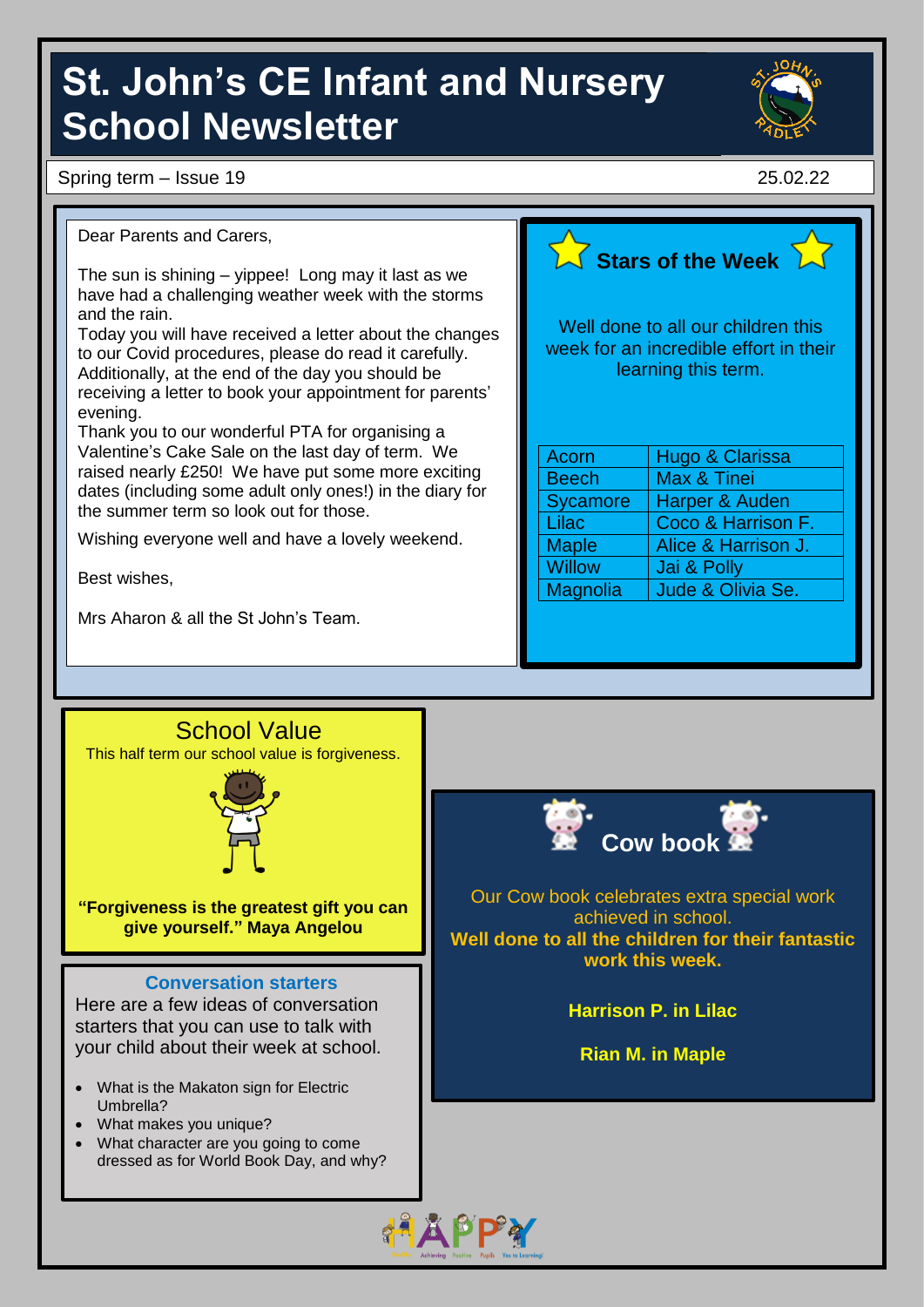# St. John's CE Infant and Nursery School Newsletter

Spring term – Issue 19 25.02.22

Dear Parents and Carers,

The sun is shining – yippee! Long may it last as we have had a challenging weather week with the storms and the rain.
Today you will have received a letter about the changes to our Covid procedures, please do read it carefully. Additionally, at the end of the day you should be receiving a letter to book your appointment for parents' evening.
Thank you to our wonderful PTA for organising a Valentine's Cake Sale on the last day of term. We raised nearly £250! We have put some more exciting dates (including some adult only ones!) in the diary for the summer term so look out for those.

Wishing everyone well and have a lovely weekend.

Best wishes,

Mrs Aharon & all the St John's Team.

## Stars of the Week

Well done to all our children this week for an incredible effort in their learning this term.

| Class | Stars |
|---|---|
| Acorn | Hugo & Clarissa |
| Beech | Max & Tinei |
| Sycamore | Harper & Auden |
| Lilac | Coco & Harrison F. |
| Maple | Alice & Harrison J. |
| Willow | Jai & Polly |
| Magnolia | Jude & Olivia Se. |

## School Value

This half term our school value is forgiveness.

**"Forgiveness is the greatest gift you can give yourself." Maya Angelou**

## Cow book

Our Cow book celebrates extra special work achieved in school.

**Well done to all the children for their fantastic work this week.**

**Harrison P. in Lilac**

**Rian M. in Maple**

### Conversation starters

Here are a few ideas of conversation starters that you can use to talk with your child about their week at school.

- What is the Makaton sign for Electric Umbrella?
- What makes you unique?
- What character are you going to come dressed as for World Book Day, and why?

HAPPY

Achieving Positive Pupils Yes to Learning!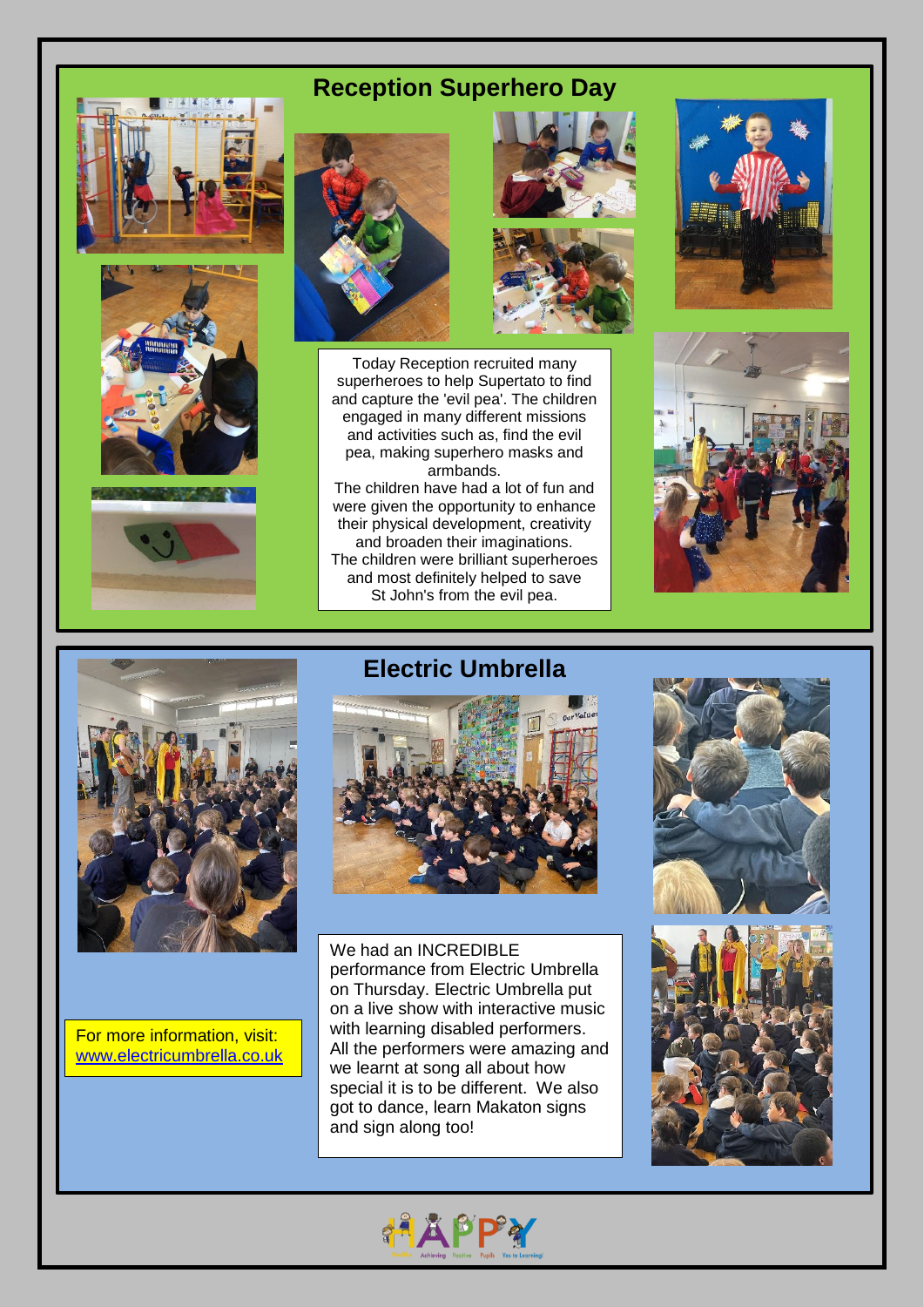## Reception Superhero Day

Today Reception recruited many superheroes to help Supertato to find and capture the 'evil pea'. The children engaged in many different missions and activities such as, find the evil pea, making superhero masks and armbands.

The children have had a lot of fun and were given the opportunity to enhance their physical development, creativity and broaden their imaginations.

The children were brilliant superheroes and most definitely helped to save St John's from the evil pea.

## Electric Umbrella

We had an INCREDIBLE performance from Electric Umbrella on Thursday. Electric Umbrella put on a live show with interactive music with learning disabled performers. All the performers were amazing and we learnt at song all about how special it is to be different. We also got to dance, learn Makaton signs and sign along too!

For more information, visit: [www.electricumbrella.co.uk](http://www.electricumbrella.co.uk)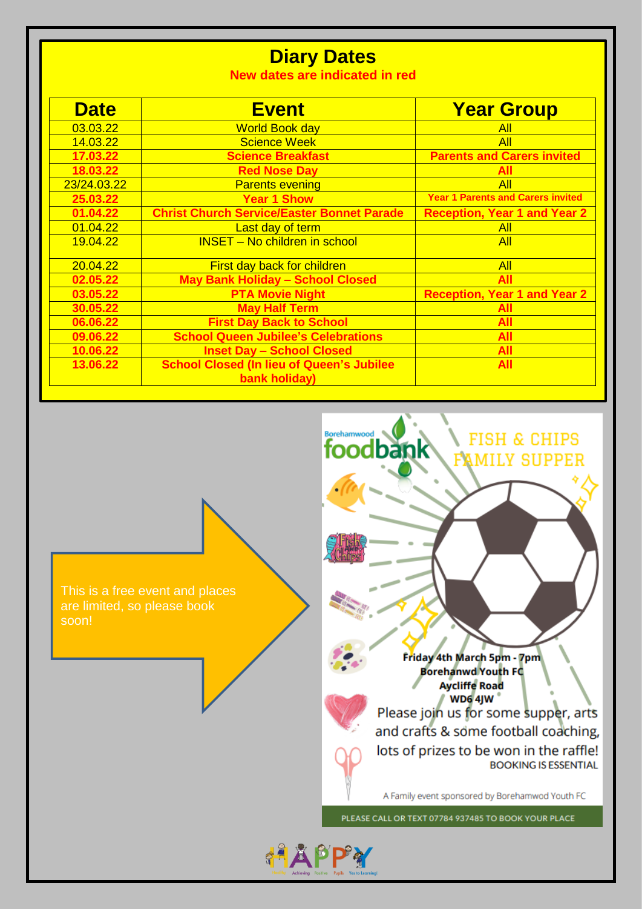# Diary Dates

**New dates are indicated in red**

| Date | Event | Year Group |
|---|---|---|
| 03.03.22 | World Book day | All |
| 14.03.22 | Science Week | All |
| **17.03.22** | **Science Breakfast** | **Parents and Carers invited** |
| **18.03.22** | **Red Nose Day** | **All** |
| 23/24.03.22 | Parents evening | All |
| **25.03.22** | **Year 1 Show** | **Year 1 Parents and Carers invited** |
| **01.04.22** | **Christ Church Service/Easter Bonnet Parade** | **Reception, Year 1 and Year 2** |
| 01.04.22 | Last day of term | All |
| 19.04.22 | INSET – No children in school | All |
| 20.04.22 | First day back for children | All |
| **02.05.22** | **May Bank Holiday – School Closed** | **All** |
| **03.05.22** | **PTA Movie Night** | **Reception, Year 1 and Year 2** |
| **30.05.22** | **May Half Term** | **All** |
| **06.06.22** | **First Day Back to School** | **All** |
| **09.06.22** | **School Queen Jubilee's Celebrations** | **All** |
| **10.06.22** | **Inset Day – School Closed** | **All** |
| **13.06.22** | **School Closed (In lieu of Queen's Jubilee bank holiday)** | **All** |

This is a free event and places are limited, so please book soon!

Borehamwood foodbank

FISH & CHIPS FAMILY SUPPER

**Friday 4th March 5pm - 7pm**
**Borehanwd Youth FC**
**Aycliffe Road**
**WD6 4JW**

Please join us for some supper, arts and crafts & some football coaching, lots of prizes to be won in the raffle!

BOOKING IS ESSENTIAL

A Family event sponsored by Borehamwod Youth FC

PLEASE CALL OR TEXT 07784 937485 TO BOOK YOUR PLACE